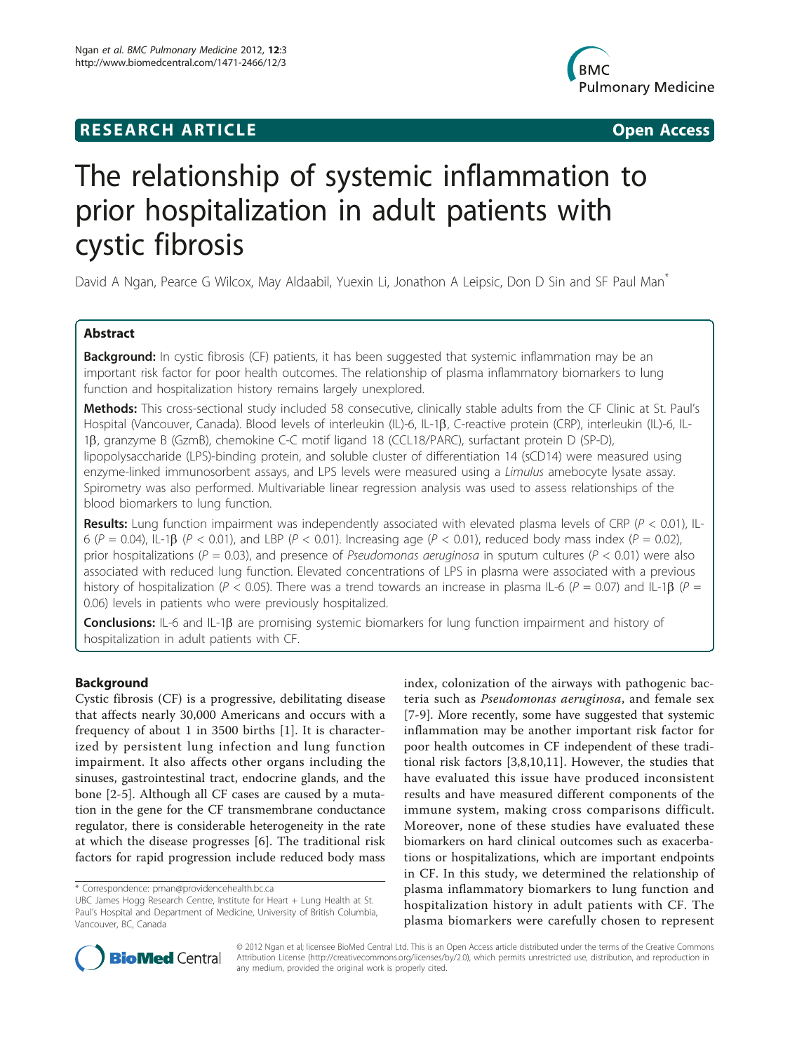**RESEARCH ARTICLE** **Open Access**

# The relationship of systemic inflammation to prior hospitalization in adult patients with cystic fibrosis

David A Ngan, Pearce G Wilcox, May Aldaabil, Yuexin Li, Jonathon A Leipsic, Don D Sin and SF Paul Man*

## Abstract

**Background:** In cystic fibrosis (CF) patients, it has been suggested that systemic inflammation may be an important risk factor for poor health outcomes. The relationship of plasma inflammatory biomarkers to lung function and hospitalization history remains largely unexplored.

**Methods:** This cross-sectional study included 58 consecutive, clinically stable adults from the CF Clinic at St. Paul's Hospital (Vancouver, Canada). Blood levels of interleukin (IL)-6, IL-1β, C-reactive protein (CRP), interleukin (IL)-6, IL-1β, granzyme B (GzmB), chemokine C-C motif ligand 18 (CCL18/PARC), surfactant protein D (SP-D), lipopolysaccharide (LPS)-binding protein, and soluble cluster of differentiation 14 (sCD14) were measured using enzyme-linked immunosorbent assays, and LPS levels were measured using a *Limulus* amebocyte lysate assay. Spirometry was also performed. Multivariable linear regression analysis was used to assess relationships of the blood biomarkers to lung function.

**Results:** Lung function impairment was independently associated with elevated plasma levels of CRP ($P < 0.01$), IL-6 ($P = 0.04$), IL-1β ($P < 0.01$), and LBP ($P < 0.01$). Increasing age ($P < 0.01$), reduced body mass index ($P = 0.02$), prior hospitalizations ($P = 0.03$), and presence of *Pseudomonas aeruginosa* in sputum cultures ($P < 0.01$) were also associated with reduced lung function. Elevated concentrations of LPS in plasma were associated with a previous history of hospitalization ($P < 0.05$). There was a trend towards an increase in plasma IL-6 ($P = 0.07$) and IL-1β ($P = 0.06$) levels in patients who were previously hospitalized.

**Conclusions:** IL-6 and IL-1β are promising systemic biomarkers for lung function impairment and history of hospitalization in adult patients with CF.

## Background

Cystic fibrosis (CF) is a progressive, debilitating disease that affects nearly 30,000 Americans and occurs with a frequency of about 1 in 3500 births [1]. It is characterized by persistent lung infection and lung function impairment. It also affects other organs including the sinuses, gastrointestinal tract, endocrine glands, and the bone [2-5]. Although all CF cases are caused by a mutation in the gene for the CF transmembrane conductance regulator, there is considerable heterogeneity in the rate at which the disease progresses [6]. The traditional risk factors for rapid progression include reduced body mass index, colonization of the airways with pathogenic bacteria such as *Pseudomonas aeruginosa*, and female sex [7-9]. More recently, some have suggested that systemic inflammation may be another important risk factor for poor health outcomes in CF independent of these traditional risk factors [3,8,10,11]. However, the studies that have evaluated this issue have produced inconsistent results and have measured different components of the immune system, making cross comparisons difficult. Moreover, none of these studies have evaluated these biomarkers on hard clinical outcomes such as exacerbations or hospitalizations, which are important endpoints in CF. In this study, we determined the relationship of plasma inflammatory biomarkers to lung function and hospitalization history in adult patients with CF. The plasma biomarkers were carefully chosen to represent

\* Correspondence: pman@providencehealth.bc.ca
UBC James Hogg Research Centre, Institute for Heart + Lung Health at St. Paul's Hospital and Department of Medicine, University of British Columbia, Vancouver, BC, Canada

© 2012 Ngan et al; licensee BioMed Central Ltd. This is an Open Access article distributed under the terms of the Creative Commons Attribution License (http://creativecommons.org/licenses/by/2.0), which permits unrestricted use, distribution, and reproduction in any medium, provided the original work is properly cited.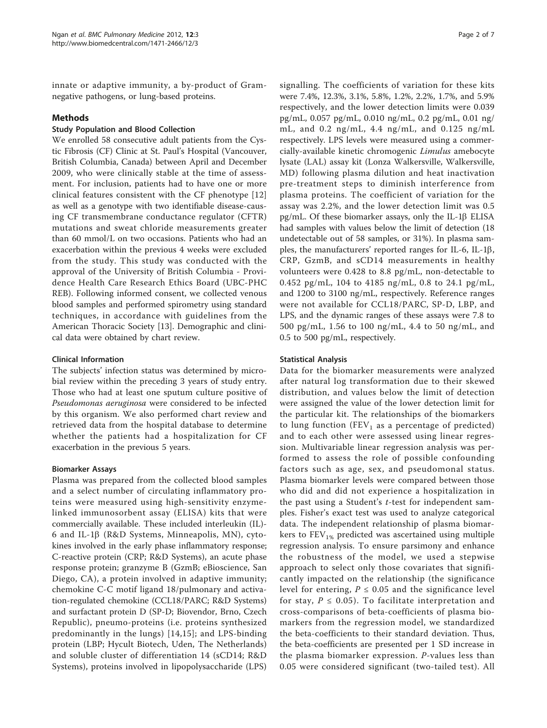innate or adaptive immunity, a by-product of Gram-negative pathogens, or lung-based proteins.

## Methods

### Study Population and Blood Collection

We enrolled 58 consecutive adult patients from the Cystic Fibrosis (CF) Clinic at St. Paul's Hospital (Vancouver, British Columbia, Canada) between April and December 2009, who were clinically stable at the time of assessment. For inclusion, patients had to have one or more clinical features consistent with the CF phenotype [12] as well as a genotype with two identifiable disease-causing CF transmembrane conductance regulator (CFTR) mutations and sweat chloride measurements greater than 60 mmol/L on two occasions. Patients who had an exacerbation within the previous 4 weeks were excluded from the study. This study was conducted with the approval of the University of British Columbia - Providence Health Care Research Ethics Board (UBC-PHC REB). Following informed consent, we collected venous blood samples and performed spirometry using standard techniques, in accordance with guidelines from the American Thoracic Society [13]. Demographic and clinical data were obtained by chart review.

### Clinical Information

The subjects' infection status was determined by microbial review within the preceding 3 years of study entry. Those who had at least one sputum culture positive of *Pseudomonas aeruginosa* were considered to be infected by this organism. We also performed chart review and retrieved data from the hospital database to determine whether the patients had a hospitalization for CF exacerbation in the previous 5 years.

### Biomarker Assays

Plasma was prepared from the collected blood samples and a select number of circulating inflammatory proteins were measured using high-sensitivity enzyme-linked immunosorbent assay (ELISA) kits that were commercially available. These included interleukin (IL)-6 and IL-1β (R&D Systems, Minneapolis, MN), cytokines involved in the early phase inflammatory response; C-reactive protein (CRP; R&D Systems), an acute phase response protein; granzyme B (GzmB; eBioscience, San Diego, CA), a protein involved in adaptive immunity; chemokine C-C motif ligand 18/pulmonary and activation-regulated chemokine (CCL18/PARC; R&D Systems) and surfactant protein D (SP-D; Biovendor, Brno, Czech Republic), pneumo-proteins (i.e. proteins synthesized predominantly in the lungs) [14,15]; and LPS-binding protein (LBP; Hycult Biotech, Uden, The Netherlands) and soluble cluster of differentiation 14 (sCD14; R&D Systems), proteins involved in lipopolysaccharide (LPS) signalling. The coefficients of variation for these kits were 7.4%, 12.3%, 3.1%, 5.8%, 1.2%, 2.2%, 1.7%, and 5.9% respectively, and the lower detection limits were 0.039 pg/mL, 0.057 pg/mL, 0.010 ng/mL, 0.2 pg/mL, 0.01 ng/mL, and 0.2 ng/mL, 4.4 ng/mL, and 0.125 ng/mL respectively. LPS levels were measured using a commercially-available kinetic chromogenic *Limulus* amebocyte lysate (LAL) assay kit (Lonza Walkersville, Walkersville, MD) following plasma dilution and heat inactivation pre-treatment steps to diminish interference from plasma proteins. The coefficient of variation for the assay was 2.2%, and the lower detection limit was 0.5 pg/mL. Of these biomarker assays, only the IL-1β ELISA had samples with values below the limit of detection (18 undetectable out of 58 samples, or 31%). In plasma samples, the manufacturers' reported ranges for IL-6, IL-1β, CRP, GzmB, and sCD14 measurements in healthy volunteers were 0.428 to 8.8 pg/mL, non-detectable to 0.452 pg/mL, 104 to 4185 ng/mL, 0.8 to 24.1 pg/mL, and 1200 to 3100 ng/mL, respectively. Reference ranges were not available for CCL18/PARC, SP-D, LBP, and LPS, and the dynamic ranges of these assays were 7.8 to 500 pg/mL, 1.56 to 100 ng/mL, 4.4 to 50 ng/mL, and 0.5 to 500 pg/mL, respectively.

### Statistical Analysis

Data for the biomarker measurements were analyzed after natural log transformation due to their skewed distribution, and values below the limit of detection were assigned the value of the lower detection limit for the particular kit. The relationships of the biomarkers to lung function ($FEV_1$ as a percentage of predicted) and to each other were assessed using linear regression. Multivariable linear regression analysis was performed to assess the role of possible confounding factors such as age, sex, and pseudomonal status. Plasma biomarker levels were compared between those who did and did not experience a hospitalization in the past using a Student's *t*-test for independent samples. Fisher's exact test was used to analyze categorical data. The independent relationship of plasma biomarkers to $FEV_{1\%}$ predicted was ascertained using multiple regression analysis. To ensure parsimony and enhance the robustness of the model, we used a stepwise approach to select only those covariates that significantly impacted on the relationship (the significance level for entering, $P \leq 0.05$ and the significance level for stay, $P \leq 0.05$). To facilitate interpretation and cross-comparisons of beta-coefficients of plasma biomarkers from the regression model, we standardized the beta-coefficients to their standard deviation. Thus, the beta-coefficients are presented per 1 SD increase in the plasma biomarker expression. *P*-values less than 0.05 were considered significant (two-tailed test). All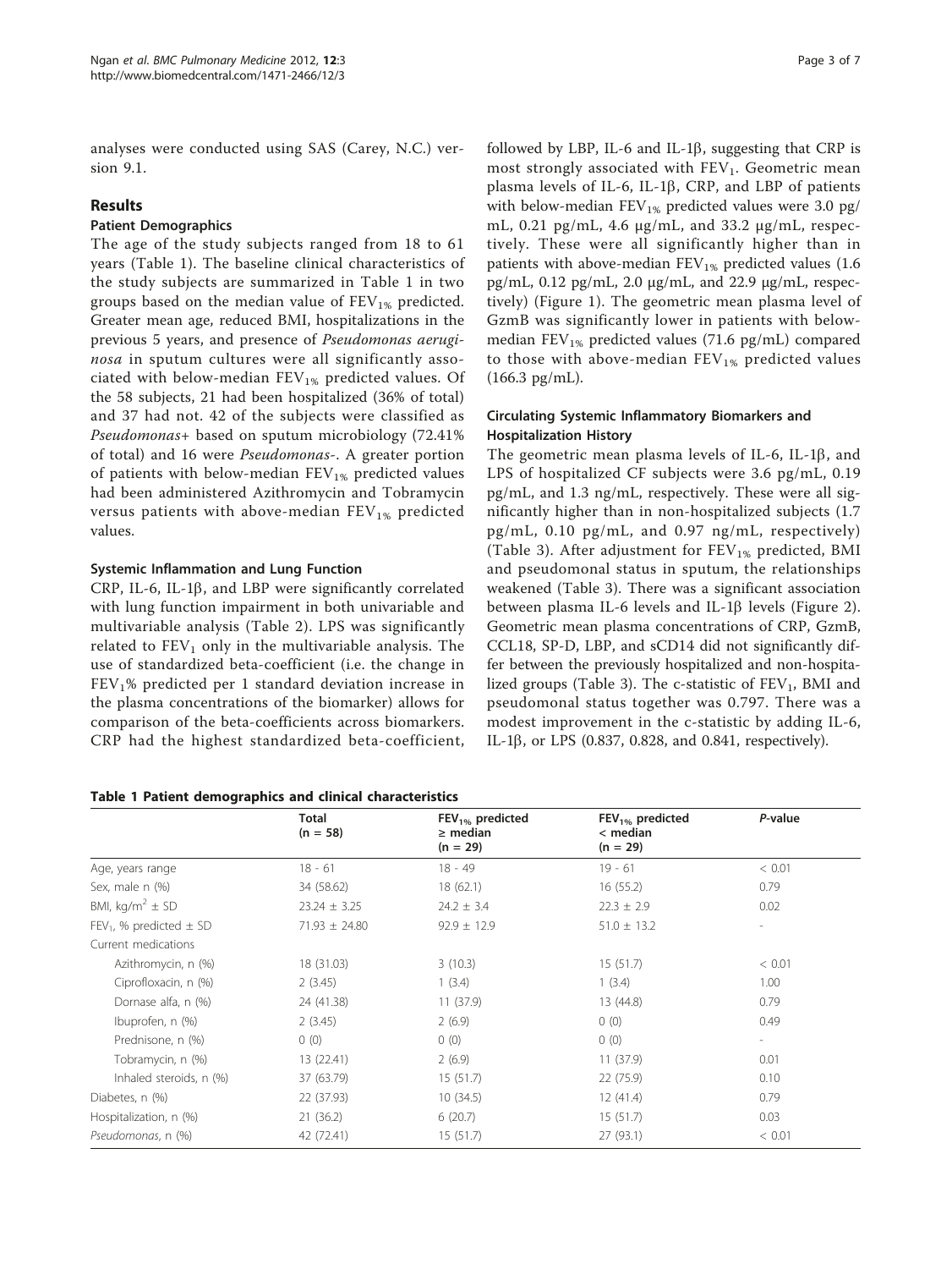analyses were conducted using SAS (Carey, N.C.) version 9.1.

## Results

### Patient Demographics

The age of the study subjects ranged from 18 to 61 years (Table 1). The baseline clinical characteristics of the study subjects are summarized in Table 1 in two groups based on the median value of $FEV_{1\%}$ predicted. Greater mean age, reduced BMI, hospitalizations in the previous 5 years, and presence of *Pseudomonas aeruginosa* in sputum cultures were all significantly associated with below-median $FEV_{1\%}$ predicted values. Of the 58 subjects, 21 had been hospitalized (36% of total) and 37 had not. 42 of the subjects were classified as *Pseudomonas+* based on sputum microbiology (72.41% of total) and 16 were *Pseudomonas-*. A greater portion of patients with below-median $FEV_{1\%}$ predicted values had been administered Azithromycin and Tobramycin versus patients with above-median $FEV_{1\%}$ predicted values.

### Systemic Inflammation and Lung Function

CRP, IL-6, IL-1β, and LBP were significantly correlated with lung function impairment in both univariable and multivariable analysis (Table 2). LPS was significantly related to $FEV_1$ only in the multivariable analysis. The use of standardized beta-coefficient (i.e. the change in $FEV_1$% predicted per 1 standard deviation increase in the plasma concentrations of the biomarker) allows for comparison of the beta-coefficients across biomarkers. CRP had the highest standardized beta-coefficient, followed by LBP, IL-6 and IL-1β, suggesting that CRP is most strongly associated with $FEV_1$. Geometric mean plasma levels of IL-6, IL-1β, CRP, and LBP of patients with below-median $FEV_{1\%}$ predicted values were 3.0 pg/mL, 0.21 pg/mL, 4.6 μg/mL, and 33.2 μg/mL, respectively. These were all significantly higher than in patients with above-median $FEV_{1\%}$ predicted values (1.6 pg/mL, 0.12 pg/mL, 2.0 μg/mL, and 22.9 μg/mL, respectively) (Figure 1). The geometric mean plasma level of GzmB was significantly lower in patients with below-median $FEV_{1\%}$ predicted values (71.6 pg/mL) compared to those with above-median $FEV_{1\%}$ predicted values (166.3 pg/mL).

### Circulating Systemic Inflammatory Biomarkers and Hospitalization History

The geometric mean plasma levels of IL-6, IL-1β, and LPS of hospitalized CF subjects were 3.6 pg/mL, 0.19 pg/mL, and 1.3 ng/mL, respectively. These were all significantly higher than in non-hospitalized subjects (1.7 pg/mL, 0.10 pg/mL, and 0.97 ng/mL, respectively) (Table 3). After adjustment for $FEV_{1\%}$ predicted, BMI and pseudomonal status in sputum, the relationships weakened (Table 3). There was a significant association between plasma IL-6 levels and IL-1β levels (Figure 2). Geometric mean plasma concentrations of CRP, GzmB, CCL18, SP-D, LBP, and sCD14 did not significantly differ between the previously hospitalized and non-hospitalized groups (Table 3). The c-statistic of $FEV_1$, BMI and pseudomonal status together was 0.797. There was a modest improvement in the c-statistic by adding IL-6, IL-1β, or LPS (0.837, 0.828, and 0.841, respectively).

**Table 1 Patient demographics and clinical characteristics**

| | Total (n = 58) | $FEV_{1\%}$ predicted ≥ median (n = 29) | $FEV_{1\%}$ predicted < median (n = 29) | *P*-value |
|---|---|---|---|---|
| Age, years range | 18 - 61 | 18 - 49 | 19 - 61 | < 0.01 |
| Sex, male n (%) | 34 (58.62) | 18 (62.1) | 16 (55.2) | 0.79 |
| BMI, kg/m$^2$ ± SD | 23.24 ± 3.25 | 24.2 ± 3.4 | 22.3 ± 2.9 | 0.02 |
| $FEV_1$, % predicted ± SD | 71.93 ± 24.80 | 92.9 ± 12.9 | 51.0 ± 13.2 | - |
| Current medications | | | | |
| Azithromycin, n (%) | 18 (31.03) | 3 (10.3) | 15 (51.7) | < 0.01 |
| Ciprofloxacin, n (%) | 2 (3.45) | 1 (3.4) | 1 (3.4) | 1.00 |
| Dornase alfa, n (%) | 24 (41.38) | 11 (37.9) | 13 (44.8) | 0.79 |
| Ibuprofen, n (%) | 2 (3.45) | 2 (6.9) | 0 (0) | 0.49 |
| Prednisone, n (%) | 0 (0) | 0 (0) | 0 (0) | - |
| Tobramycin, n (%) | 13 (22.41) | 2 (6.9) | 11 (37.9) | 0.01 |
| Inhaled steroids, n (%) | 37 (63.79) | 15 (51.7) | 22 (75.9) | 0.10 |
| Diabetes, n (%) | 22 (37.93) | 10 (34.5) | 12 (41.4) | 0.79 |
| Hospitalization, n (%) | 21 (36.2) | 6 (20.7) | 15 (51.7) | 0.03 |
| *Pseudomonas*, n (%) | 42 (72.41) | 15 (51.7) | 27 (93.1) | < 0.01 |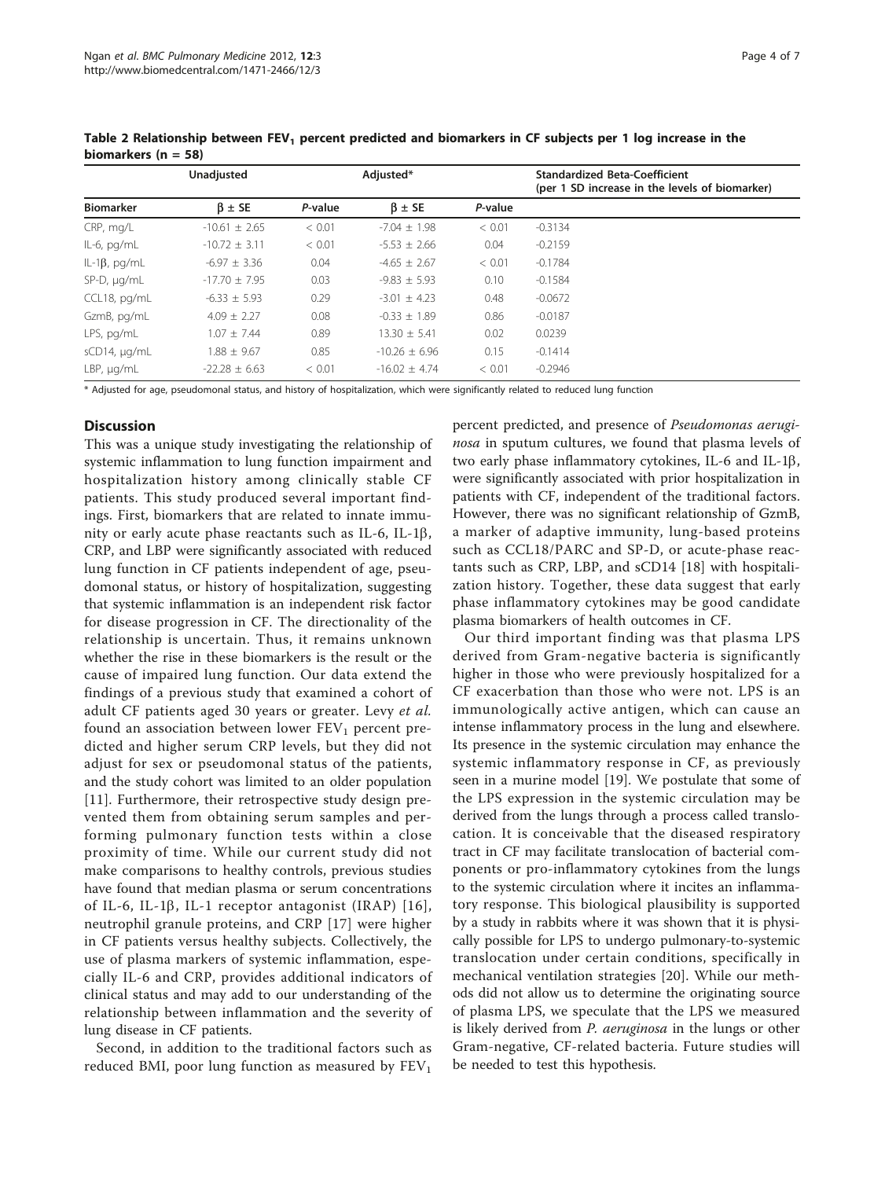**Table 2 Relationship between $FEV_1$ percent predicted and biomarkers in CF subjects per 1 log increase in the biomarkers (n = 58)**

| | Unadjusted | | Adjusted* | | Standardized Beta-Coefficient (per 1 SD increase in the levels of biomarker) |
|---|---|---|---|---|---|
| Biomarker | β ± SE | *P*-value | β ± SE | *P*-value | |
| CRP, mg/L | -10.61 ± 2.65 | < 0.01 | -7.04 ± 1.98 | < 0.01 | -0.3134 |
| IL-6, pg/mL | -10.72 ± 3.11 | < 0.01 | -5.53 ± 2.66 | 0.04 | -0.2159 |
| IL-1β, pg/mL | -6.97 ± 3.36 | 0.04 | -4.65 ± 2.67 | < 0.01 | -0.1784 |
| SP-D, μg/mL | -17.70 ± 7.95 | 0.03 | -9.83 ± 5.93 | 0.10 | -0.1584 |
| CCL18, pg/mL | -6.33 ± 5.93 | 0.29 | -3.01 ± 4.23 | 0.48 | -0.0672 |
| GzmB, pg/mL | 4.09 ± 2.27 | 0.08 | -0.33 ± 1.89 | 0.86 | -0.0187 |
| LPS, pg/mL | 1.07 ± 7.44 | 0.89 | 13.30 ± 5.41 | 0.02 | 0.0239 |
| sCD14, μg/mL | 1.88 ± 9.67 | 0.85 | -10.26 ± 6.96 | 0.15 | -0.1414 |
| LBP, μg/mL | -22.28 ± 6.63 | < 0.01 | -16.02 ± 4.74 | < 0.01 | -0.2946 |

\* Adjusted for age, pseudomonal status, and history of hospitalization, which were significantly related to reduced lung function

## Discussion

This was a unique study investigating the relationship of systemic inflammation to lung function impairment and hospitalization history among clinically stable CF patients. This study produced several important findings. First, biomarkers that are related to innate immunity or early acute phase reactants such as IL-6, IL-1β, CRP, and LBP were significantly associated with reduced lung function in CF patients independent of age, pseudomonal status, or history of hospitalization, suggesting that systemic inflammation is an independent risk factor for disease progression in CF. The directionality of the relationship is uncertain. Thus, it remains unknown whether the rise in these biomarkers is the result or the cause of impaired lung function. Our data extend the findings of a previous study that examined a cohort of adult CF patients aged 30 years or greater. Levy *et al.* found an association between lower $FEV_1$ percent predicted and higher serum CRP levels, but they did not adjust for sex or pseudomonal status of the patients, and the study cohort was limited to an older population [11]. Furthermore, their retrospective study design prevented them from obtaining serum samples and performing pulmonary function tests within a close proximity of time. While our current study did not make comparisons to healthy controls, previous studies have found that median plasma or serum concentrations of IL-6, IL-1β, IL-1 receptor antagonist (IRAP) [16], neutrophil granule proteins, and CRP [17] were higher in CF patients versus healthy subjects. Collectively, the use of plasma markers of systemic inflammation, especially IL-6 and CRP, provides additional indicators of clinical status and may add to our understanding of the relationship between inflammation and the severity of lung disease in CF patients.

Second, in addition to the traditional factors such as reduced BMI, poor lung function as measured by $FEV_1$ percent predicted, and presence of *Pseudomonas aeruginosa* in sputum cultures, we found that plasma levels of two early phase inflammatory cytokines, IL-6 and IL-1β, were significantly associated with prior hospitalization in patients with CF, independent of the traditional factors. However, there was no significant relationship of GzmB, a marker of adaptive immunity, lung-based proteins such as CCL18/PARC and SP-D, or acute-phase reactants such as CRP, LBP, and sCD14 [18] with hospitalization history. Together, these data suggest that early phase inflammatory cytokines may be good candidate plasma biomarkers of health outcomes in CF.

Our third important finding was that plasma LPS derived from Gram-negative bacteria is significantly higher in those who were previously hospitalized for a CF exacerbation than those who were not. LPS is an immunologically active antigen, which can cause an intense inflammatory process in the lung and elsewhere. Its presence in the systemic circulation may enhance the systemic inflammatory response in CF, as previously seen in a murine model [19]. We postulate that some of the LPS expression in the systemic circulation may be derived from the lungs through a process called translocation. It is conceivable that the diseased respiratory tract in CF may facilitate translocation of bacterial components or pro-inflammatory cytokines from the lungs to the systemic circulation where it incites an inflammatory response. This biological plausibility is supported by a study in rabbits where it was shown that it is physically possible for LPS to undergo pulmonary-to-systemic translocation under certain conditions, specifically in mechanical ventilation strategies [20]. While our methods did not allow us to determine the originating source of plasma LPS, we speculate that the LPS we measured is likely derived from *P. aeruginosa* in the lungs or other Gram-negative, CF-related bacteria. Future studies will be needed to test this hypothesis.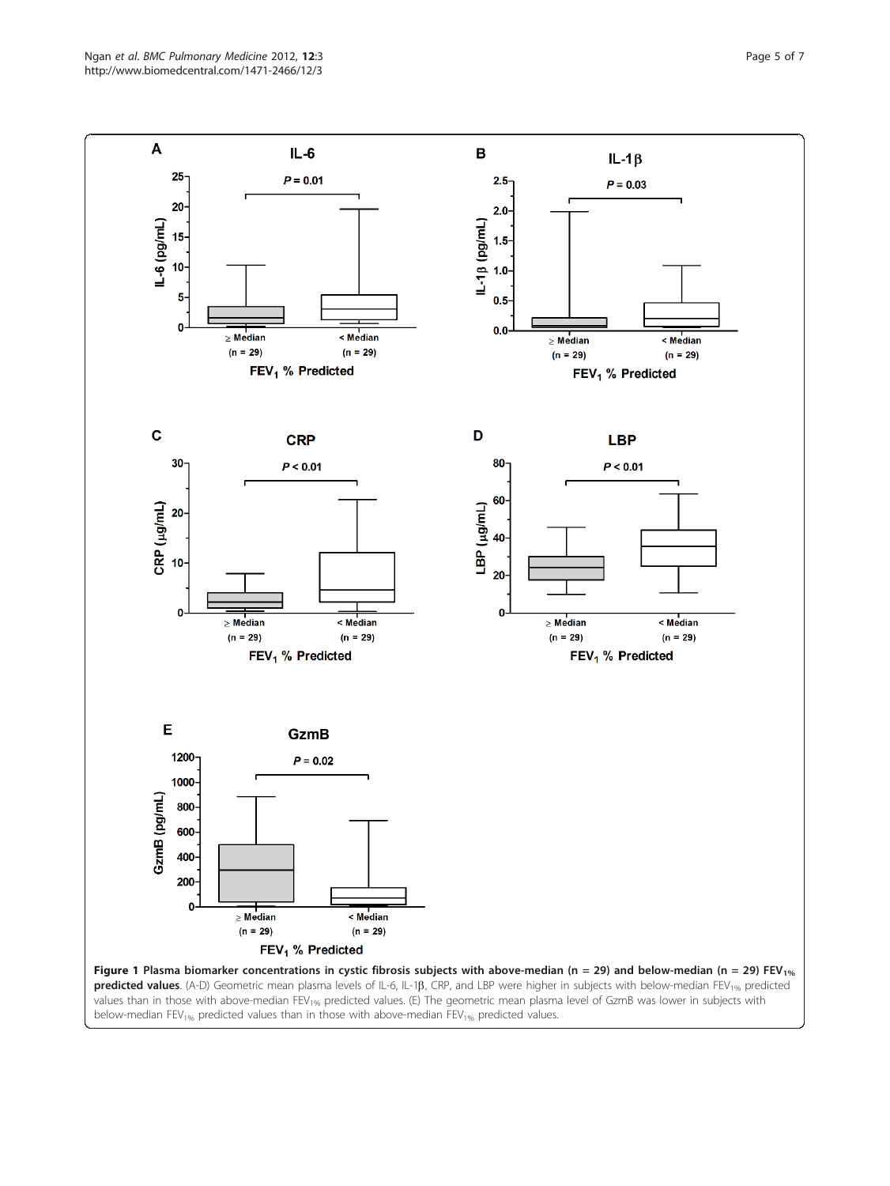**Figure 1 Plasma biomarker concentrations in cystic fibrosis subjects with above-median (n = 29) and below-median (n = 29) $FEV_{1\%}$ predicted values**. (A-D) Geometric mean plasma levels of IL-6, IL-1β, CRP, and LBP were higher in subjects with below-median $FEV_{1\%}$ predicted values than in those with above-median $FEV_{1\%}$ predicted values. (E) The geometric mean plasma level of GzmB was lower in subjects with below-median $FEV_{1\%}$ predicted values than in those with above-median $FEV_{1\%}$ predicted values.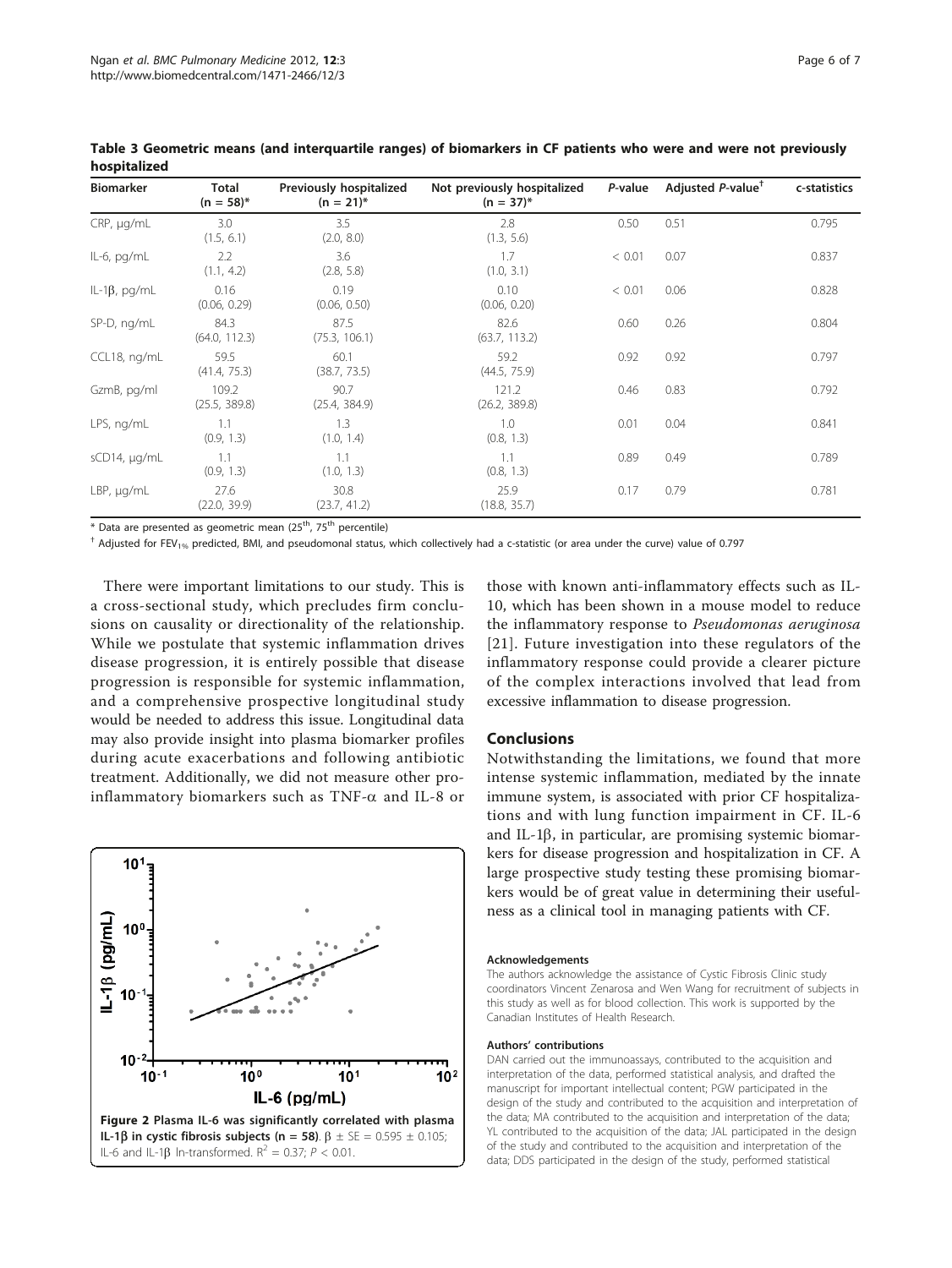**Table 3 Geometric means (and interquartile ranges) of biomarkers in CF patients who were and were not previously hospitalized**

| Biomarker | Total (n = 58)* | Previously hospitalized (n = 21)* | Not previously hospitalized (n = 37)* | *P*-value | Adjusted *P*-value† | c-statistics |
|---|---|---|---|---|---|---|
| CRP, μg/mL | 3.0 (1.5, 6.1) | 3.5 (2.0, 8.0) | 2.8 (1.3, 5.6) | 0.50 | 0.51 | 0.795 |
| IL-6, pg/mL | 2.2 (1.1, 4.2) | 3.6 (2.8, 5.8) | 1.7 (1.0, 3.1) | < 0.01 | 0.07 | 0.837 |
| IL-1β, pg/mL | 0.16 (0.06, 0.29) | 0.19 (0.06, 0.50) | 0.10 (0.06, 0.20) | < 0.01 | 0.06 | 0.828 |
| SP-D, ng/mL | 84.3 (64.0, 112.3) | 87.5 (75.3, 106.1) | 82.6 (63.7, 113.2) | 0.60 | 0.26 | 0.804 |
| CCL18, ng/mL | 59.5 (41.4, 75.3) | 60.1 (38.7, 73.5) | 59.2 (44.5, 75.9) | 0.92 | 0.92 | 0.797 |
| GzmB, pg/ml | 109.2 (25.5, 389.8) | 90.7 (25.4, 384.9) | 121.2 (26.2, 389.8) | 0.46 | 0.83 | 0.792 |
| LPS, ng/mL | 1.1 (0.9, 1.3) | 1.3 (1.0, 1.4) | 1.0 (0.8, 1.3) | 0.01 | 0.04 | 0.841 |
| sCD14, μg/mL | 1.1 (0.9, 1.3) | 1.1 (1.0, 1.3) | 1.1 (0.8, 1.3) | 0.89 | 0.49 | 0.789 |
| LBP, μg/mL | 27.6 (22.0, 39.9) | 30.8 (23.7, 41.2) | 25.9 (18.8, 35.7) | 0.17 | 0.79 | 0.781 |

* Data are presented as geometric mean (25th, 75th percentile)

† Adjusted for $FEV_{1\%}$ predicted, BMI, and pseudomonal status, which collectively had a c-statistic (or area under the curve) value of 0.797

There were important limitations to our study. This is a cross-sectional study, which precludes firm conclusions on causality or directionality of the relationship. While we postulate that systemic inflammation drives disease progression, it is entirely possible that disease progression is responsible for systemic inflammation, and a comprehensive prospective longitudinal study would be needed to address this issue. Longitudinal data may also provide insight into plasma biomarker profiles during acute exacerbations and following antibiotic treatment. Additionally, we did not measure other pro-inflammatory biomarkers such as TNF-α and IL-8 or those with known anti-inflammatory effects such as IL-10, which has been shown in a mouse model to reduce the inflammatory response to *Pseudomonas aeruginosa* [21]. Future investigation into these regulators of the inflammatory response could provide a clearer picture of the complex interactions involved that lead from excessive inflammation to disease progression.

**Figure 2 Plasma IL-6 was significantly correlated with plasma IL-1β in cystic fibrosis subjects (n = 58).** $\beta \pm SE = 0.595 \pm 0.105$; IL-6 and IL-1β ln-transformed. $R^2 = 0.37$; $P < 0.01$.

## Conclusions

Notwithstanding the limitations, we found that more intense systemic inflammation, mediated by the innate immune system, is associated with prior CF hospitalizations and with lung function impairment in CF. IL-6 and IL-1β, in particular, are promising systemic biomarkers for disease progression and hospitalization in CF. A large prospective study testing these promising biomarkers would be of great value in determining their usefulness as a clinical tool in managing patients with CF.

#### Acknowledgements

The authors acknowledge the assistance of Cystic Fibrosis Clinic study coordinators Vincent Zenarosa and Wen Wang for recruitment of subjects in this study as well as for blood collection. This work is supported by the Canadian Institutes of Health Research.

#### Authors' contributions

DAN carried out the immunoassays, contributed to the acquisition and interpretation of the data, performed statistical analysis, and drafted the manuscript for important intellectual content; PGW participated in the design of the study and contributed to the acquisition and interpretation of the data; MA contributed to the acquisition and interpretation of the data; YL contributed to the acquisition of the data; JAL participated in the design of the study and contributed to the acquisition and interpretation of the data; DDS participated in the design of the study, performed statistical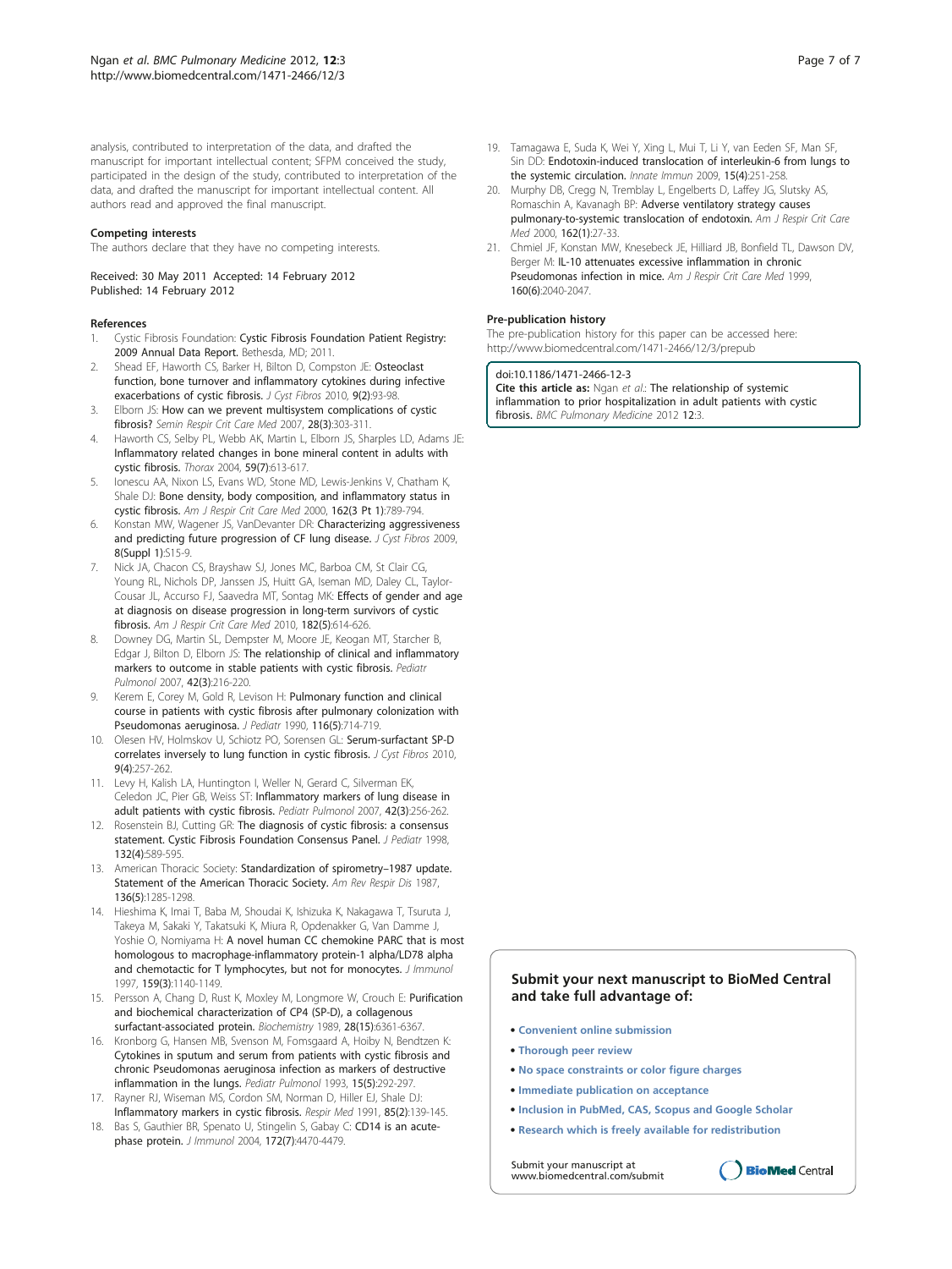analysis, contributed to interpretation of the data, and drafted the manuscript for important intellectual content; SFPM conceived the study, participated in the design of the study, contributed to interpretation of the data, and drafted the manuscript for important intellectual content. All authors read and approved the final manuscript.

### Competing interests

The authors declare that they have no competing interests.

Received: 30 May 2011 Accepted: 14 February 2012
Published: 14 February 2012

### References

1. Cystic Fibrosis Foundation: **Cystic Fibrosis Foundation Patient Registry: 2009 Annual Data Report.** Bethesda, MD; 2011.
2. Shead EF, Haworth CS, Barker H, Bilton D, Compston JE: **Osteoclast function, bone turnover and inflammatory cytokines during infective exacerbations of cystic fibrosis.** *J Cyst Fibros* 2010, **9(2)**:93-98.
3. Elborn JS: **How can we prevent multisystem complications of cystic fibrosis?** *Semin Respir Crit Care Med* 2007, **28(3)**:303-311.
4. Haworth CS, Selby PL, Webb AK, Martin L, Elborn JS, Sharples LD, Adams JE: **Inflammatory related changes in bone mineral content in adults with cystic fibrosis.** *Thorax* 2004, **59(7)**:613-617.
5. Ionescu AA, Nixon LS, Evans WD, Stone MD, Lewis-Jenkins V, Chatham K, Shale DJ: **Bone density, body composition, and inflammatory status in cystic fibrosis.** *Am J Respir Crit Care Med* 2000, **162(3 Pt 1)**:789-794.
6. Konstan MW, Wagener JS, VanDevanter DR: **Characterizing aggressiveness and predicting future progression of CF lung disease.** *J Cyst Fibros* 2009, **8(Suppl 1)**:S15-9.
7. Nick JA, Chacon CS, Brayshaw SJ, Jones MC, Barboa CM, St Clair CG, Young RL, Nichols DP, Janssen JS, Huitt GA, Iseman MD, Daley CL, Taylor-Cousar JL, Accurso FJ, Saavedra MT, Sontag MK: **Effects of gender and age at diagnosis on disease progression in long-term survivors of cystic fibrosis.** *Am J Respir Crit Care Med* 2010, **182(5)**:614-626.
8. Downey DG, Martin SL, Dempster M, Moore JE, Keogan MT, Starcher B, Edgar J, Bilton D, Elborn JS: **The relationship of clinical and inflammatory markers to outcome in stable patients with cystic fibrosis.** *Pediatr Pulmonol* 2007, **42(3)**:216-220.
9. Kerem E, Corey M, Gold R, Levison H: **Pulmonary function and clinical course in patients with cystic fibrosis after pulmonary colonization with Pseudomonas aeruginosa.** *J Pediatr* 1990, **116(5)**:714-719.
10. Olesen HV, Holmskov U, Schiotz PO, Sorensen GL: **Serum-surfactant SP-D correlates inversely to lung function in cystic fibrosis.** *J Cyst Fibros* 2010, **9(4)**:257-262.
11. Levy H, Kalish LA, Huntington I, Weller N, Gerard C, Silverman EK, Celedon JC, Pier GB, Weiss ST: **Inflammatory markers of lung disease in adult patients with cystic fibrosis.** *Pediatr Pulmonol* 2007, **42(3)**:256-262.
12. Rosenstein BJ, Cutting GR: **The diagnosis of cystic fibrosis: a consensus statement. Cystic Fibrosis Foundation Consensus Panel.** *J Pediatr* 1998, **132(4)**:589-595.
13. American Thoracic Society: **Standardization of spirometry–1987 update. Statement of the American Thoracic Society.** *Am Rev Respir Dis* 1987, **136(5)**:1285-1298.
14. Hieshima K, Imai T, Baba M, Shoudai K, Ishizuka K, Nakagawa T, Tsuruta J, Takeya M, Sakaki Y, Takatsuki K, Miura R, Opdenakker G, Van Damme J, Yoshie O, Nomiyama H: **A novel human CC chemokine PARC that is most homologous to macrophage-inflammatory protein-1 alpha/LD78 alpha and chemotactic for T lymphocytes, but not for monocytes.** *J Immunol* 1997, **159(3)**:1140-1149.
15. Persson A, Chang D, Rust K, Moxley M, Longmore W, Crouch E: **Purification and biochemical characterization of CP4 (SP-D), a collagenous surfactant-associated protein.** *Biochemistry* 1989, **28(15)**:6361-6367.
16. Kronborg G, Hansen MB, Svenson M, Fomsgaard A, Hoiby N, Bendtzen K: **Cytokines in sputum and serum from patients with cystic fibrosis and chronic Pseudomonas aeruginosa infection as markers of destructive inflammation in the lungs.** *Pediatr Pulmonol* 1993, **15(5)**:292-297.
17. Rayner RJ, Wiseman MS, Cordon SM, Norman D, Hiller EJ, Shale DJ: **Inflammatory markers in cystic fibrosis.** *Respir Med* 1991, **85(2)**:139-145.
18. Bas S, Gauthier BR, Spenato U, Stingelin S, Gabay C: **CD14 is an acute-phase protein.** *J Immunol* 2004, **172(7)**:4470-4479.
19. Tamagawa E, Suda K, Wei Y, Xing L, Mui T, Li Y, van Eeden SF, Man SF, Sin DD: **Endotoxin-induced translocation of interleukin-6 from lungs to the systemic circulation.** *Innate Immun* 2009, **15(4)**:251-258.
20. Murphy DB, Cregg N, Tremblay L, Engelberts D, Laffey JG, Slutsky AS, Romaschin A, Kavanagh BP: **Adverse ventilatory strategy causes pulmonary-to-systemic translocation of endotoxin.** *Am J Respir Crit Care Med* 2000, **162(1)**:27-33.
21. Chmiel JF, Konstan MW, Knesebeck JE, Hilliard JB, Bonfield TL, Dawson DV, Berger M: **IL-10 attenuates excessive inflammation in chronic Pseudomonas infection in mice.** *Am J Respir Crit Care Med* 1999, **160(6)**:2040-2047.

### Pre-publication history

The pre-publication history for this paper can be accessed here: http://www.biomedcentral.com/1471-2466/12/3/prepub

doi:10.1186/1471-2466-12-3
**Cite this article as:** Ngan *et al.*: The relationship of systemic inflammation to prior hospitalization in adult patients with cystic fibrosis. *BMC Pulmonary Medicine* 2012 **12**:3.

**Submit your next manuscript to BioMed Central and take full advantage of:**

- Convenient online submission
- Thorough peer review
- No space constraints or color figure charges
- Immediate publication on acceptance
- Inclusion in PubMed, CAS, Scopus and Google Scholar
- Research which is freely available for redistribution

Submit your manuscript at
www.biomedcentral.com/submit